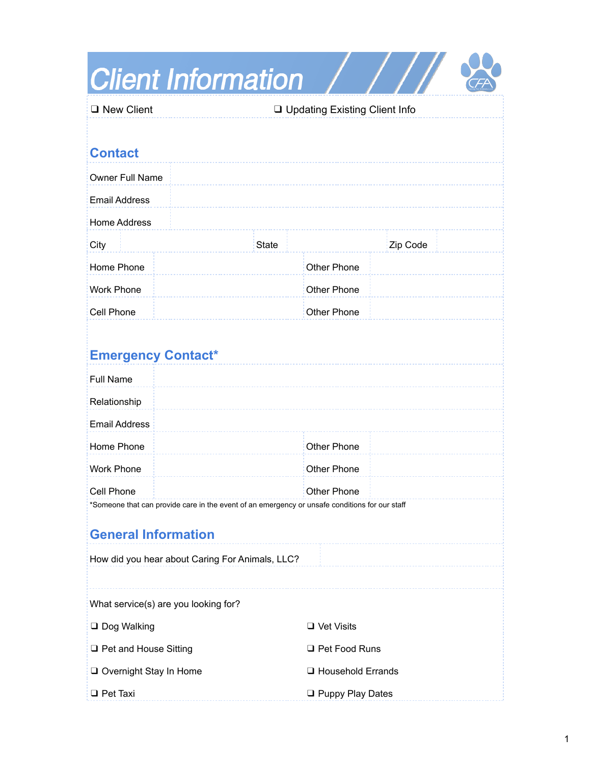# Client Information

❑ New Client ❑ Updating Existing Client Info

## Contact

| Owner Full Name | | | | | |
|---|---|---|---|---|---|
| Email Address | | | | | |
| Home Address | | | | | |
| City | | State | | Zip Code | |

| | | | |
|---|---|---|---|
| Home Phone | | Other Phone | |
| Work Phone | | Other Phone | |
| Cell Phone | | Other Phone | |

## Emergency Contact*

| | | | |
|---|---|---|---|
| Full Name | | | |
| Relationship | | | |
| Email Address | | | |
| Home Phone | | Other Phone | |
| Work Phone | | Other Phone | |
| Cell Phone | | Other Phone | |

*Someone that can provide care in the event of an emergency or unsafe conditions for our staff

## General Information

| How did you hear about Caring For Animals, LLC? | |
|---|---|

What service(s) are you looking for?

- ❑ Dog Walking
- ❑ Pet and House Sitting
- ❑ Overnight Stay In Home
- ❑ Pet Taxi
- ❑ Vet Visits
- ❑ Pet Food Runs
- ❑ Household Errands
- ❑ Puppy Play Dates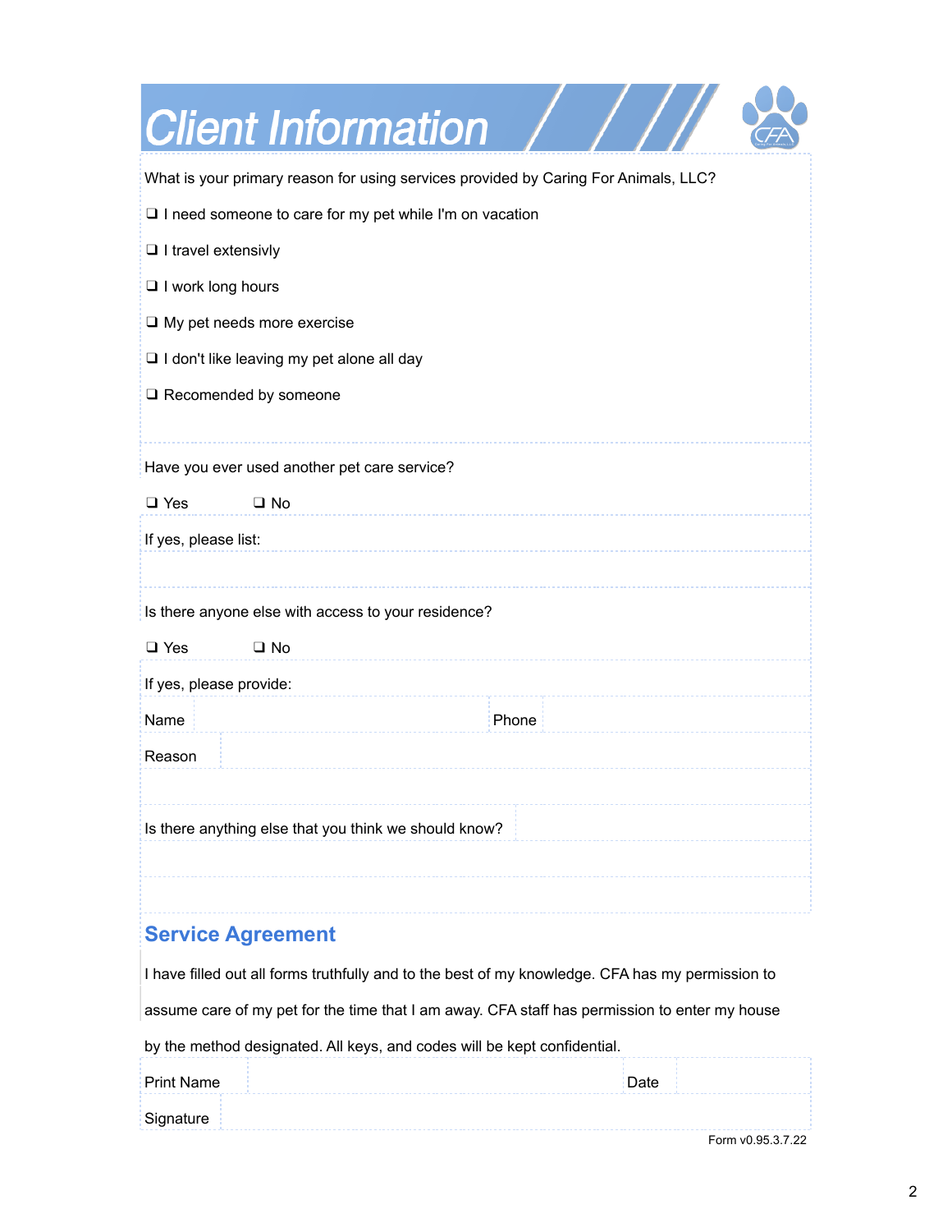# Client Information

What is your primary reason for using services provided by Caring For Animals, LLC?

- ❑ I need someone to care for my pet while I'm on vacation
- ❑ I travel extensivly
- ❑ I work long hours
- ❑ My pet needs more exercise
- ❑ I don't like leaving my pet alone all day
- ❑ Recomended by someone

Have you ever used another pet care service?

❑ Yes ❑ No

If yes, please list:

Is there anyone else with access to your residence?

❑ Yes ❑ No

If yes, please provide:

| | | | |
|---|---|---|---|
| Name | | Phone | |
| Reason | | | |

Is there anything else that you think we should know?

## Service Agreement

I have filled out all forms truthfully and to the best of my knowledge. CFA has my permission to assume care of my pet for the time that I am away. CFA staff has permission to enter my house by the method designated. All keys, and codes will be kept confidential.

| | | | |
|---|---|---|---|
| Print Name | | Date | |
| Signature | | | |

Form v0.95.3.7.22